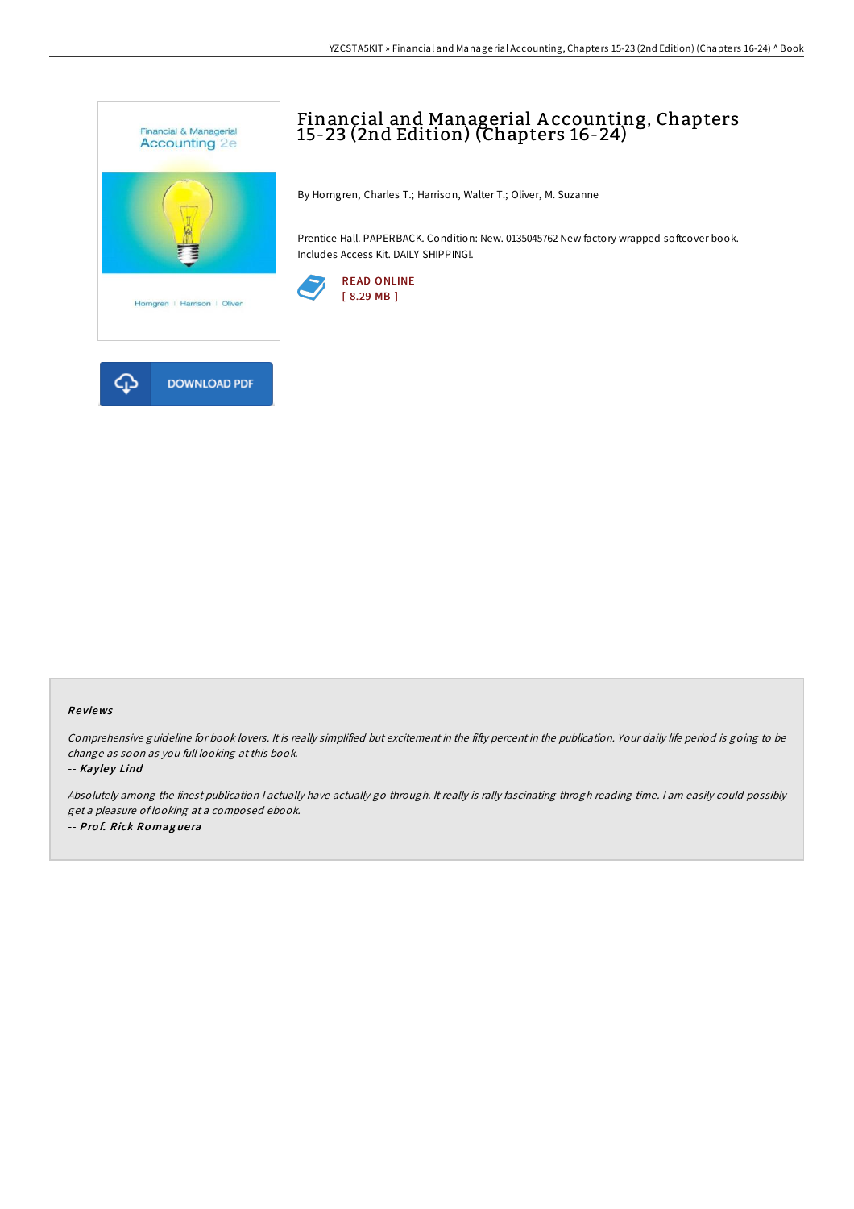# Financial and Managerial Accounting, Chapters 15-23 (2nd Edition) (Chapters 16-24)

By Horngren, Charles T.; Harrison, Walter T.; Oliver, M. Suzanne

Prentice Hall. PAPERBACK. Condition: New. 0135045762 New factory wrapped softcover book. Includes Access Kit. DAILY SHIPPING!.

READ ONLINE
[ 8.29 MB ]

DOWNLOAD PDF

## Reviews

*Comprehensive guideline for book lovers. It is really simplified but excitement in the fifty percent in the publication. Your daily life period is going to be change as soon as you full looking at this book.*

-- *Kayley Lind*

*Absolutely among the finest publication I actually have actually go through. It really is rally fascinating throgh reading time. I am easily could possibly get a pleasure of looking at a composed ebook.*

-- *Prof. Rick Romaguera*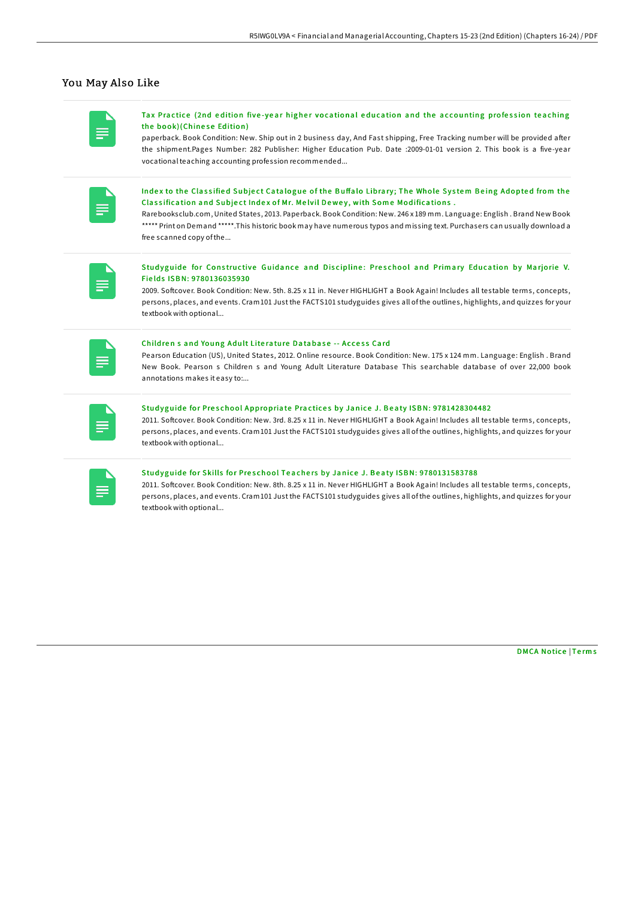## You May Also Like

**Tax Practice (2nd edition five-year higher vocational education and the accounting profession teaching the book)(Chinese Edition)**

paperback. Book Condition: New. Ship out in 2 business day, And Fast shipping, Free Tracking number will be provided after the shipment.Pages Number: 282 Publisher: Higher Education Pub. Date :2009-01-01 version 2. This book is a five-year vocational teaching accounting profession recommended...

**Index to the Classified Subject Catalogue of the Buffalo Library; The Whole System Being Adopted from the Classification and Subject Index of Mr. Melvil Dewey, with Some Modifications .**

Rarebooksclub.com, United States, 2013. Paperback. Book Condition: New. 246 x 189 mm. Language: English . Brand New Book ***** Print on Demand *****.This historic book may have numerous typos and missing text. Purchasers can usually download a free scanned copy of the...

**Studyguide for Constructive Guidance and Discipline: Preschool and Primary Education by Marjorie V. Fields ISBN: 9780136035930**

2009. Softcover. Book Condition: New. 5th. 8.25 x 11 in. Never HIGHLIGHT a Book Again! Includes all testable terms, concepts, persons, places, and events. Cram101 Just the FACTS101 studyguides gives all of the outlines, highlights, and quizzes for your textbook with optional...

**Children s and Young Adult Literature Database -- Access Card**

Pearson Education (US), United States, 2012. Online resource. Book Condition: New. 175 x 124 mm. Language: English . Brand New Book. Pearson s Children s and Young Adult Literature Database This searchable database of over 22,000 book annotations makes it easy to:...

**Studyguide for Preschool Appropriate Practices by Janice J. Beaty ISBN: 9781428304482**

2011. Softcover. Book Condition: New. 3rd. 8.25 x 11 in. Never HIGHLIGHT a Book Again! Includes all testable terms, concepts, persons, places, and events. Cram101 Just the FACTS101 studyguides gives all of the outlines, highlights, and quizzes for your textbook with optional...

**Studyguide for Skills for Preschool Teachers by Janice J. Beaty ISBN: 9780131583788**

2011. Softcover. Book Condition: New. 8th. 8.25 x 11 in. Never HIGHLIGHT a Book Again! Includes all testable terms, concepts, persons, places, and events. Cram101 Just the FACTS101 studyguides gives all of the outlines, highlights, and quizzes for your textbook with optional...